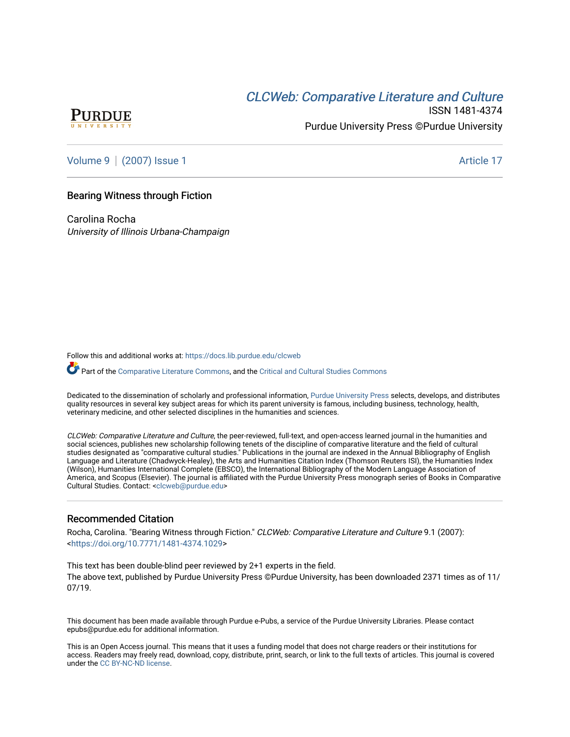# CLCWeb: Comparative Literature and Culture

ISSN 1481-4374

Purdue University Press ©Purdue University

Volume 9 | (2007) Issue 1 Article 17

## Bearing Witness through Fiction

Carolina Rocha
*University of Illinois Urbana-Champaign*

Follow this and additional works at: https://docs.lib.purdue.edu/clcweb

Part of the Comparative Literature Commons, and the Critical and Cultural Studies Commons

Dedicated to the dissemination of scholarly and professional information, Purdue University Press selects, develops, and distributes quality resources in several key subject areas for which its parent university is famous, including business, technology, health, veterinary medicine, and other selected disciplines in the humanities and sciences.

*CLCWeb: Comparative Literature and Culture*, the peer-reviewed, full-text, and open-access learned journal in the humanities and social sciences, publishes new scholarship following tenets of the discipline of comparative literature and the field of cultural studies designated as "comparative cultural studies." Publications in the journal are indexed in the Annual Bibliography of English Language and Literature (Chadwyck-Healey), the Arts and Humanities Citation Index (Thomson Reuters ISI), the Humanities Index (Wilson), Humanities International Complete (EBSCO), the International Bibliography of the Modern Language Association of America, and Scopus (Elsevier). The journal is affiliated with the Purdue University Press monograph series of Books in Comparative Cultural Studies. Contact: <clcweb@purdue.edu>

### Recommended Citation

Rocha, Carolina. "Bearing Witness through Fiction." *CLCWeb: Comparative Literature and Culture* 9.1 (2007): <https://doi.org/10.7771/1481-4374.1029>

This text has been double-blind peer reviewed by 2+1 experts in the field.
The above text, published by Purdue University Press ©Purdue University, has been downloaded 2371 times as of 11/07/19.

This document has been made available through Purdue e-Pubs, a service of the Purdue University Libraries. Please contact epubs@purdue.edu for additional information.

This is an Open Access journal. This means that it uses a funding model that does not charge readers or their institutions for access. Readers may freely read, download, copy, distribute, print, search, or link to the full texts of articles. This journal is covered under the CC BY-NC-ND license.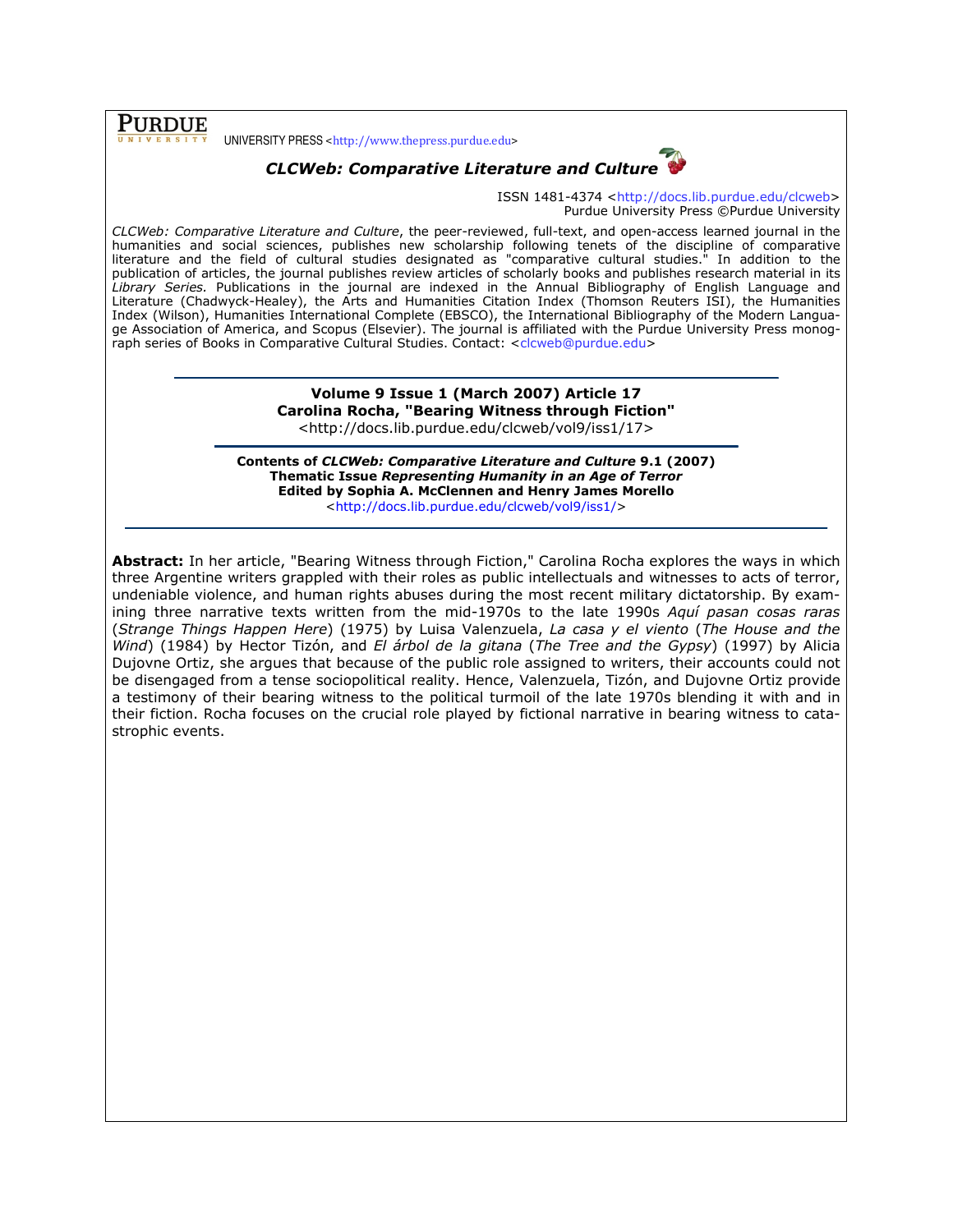**PURDUE** UNIVERSITY PRESS <http://www.thepress.purdue.edu>

***CLCWeb: Comparative Literature and Culture***

ISSN 1481-4374 <http://docs.lib.purdue.edu/clcweb>
Purdue University Press ©Purdue University

*CLCWeb: Comparative Literature and Culture*, the peer-reviewed, full-text, and open-access learned journal in the humanities and social sciences, publishes new scholarship following tenets of the discipline of comparative literature and the field of cultural studies designated as "comparative cultural studies." In addition to the publication of articles, the journal publishes review articles of scholarly books and publishes research material in its *Library Series.* Publications in the journal are indexed in the Annual Bibliography of English Language and Literature (Chadwyck-Healey), the Arts and Humanities Citation Index (Thomson Reuters ISI), the Humanities Index (Wilson), Humanities International Complete (EBSCO), the International Bibliography of the Modern Language Association of America, and Scopus (Elsevier). The journal is affiliated with the Purdue University Press monograph series of Books in Comparative Cultural Studies. Contact: <clcweb@purdue.edu>

**Volume 9 Issue 1 (March 2007) Article 17**
**Carolina Rocha, "Bearing Witness through Fiction"**
<http://docs.lib.purdue.edu/clcweb/vol9/iss1/17>

**Contents of *CLCWeb: Comparative Literature and Culture* 9.1 (2007)**
**Thematic Issue *Representing Humanity in an Age of Terror***
**Edited by Sophia A. McClennen and Henry James Morello**
<http://docs.lib.purdue.edu/clcweb/vol9/iss1/>

**Abstract:** In her article, "Bearing Witness through Fiction," Carolina Rocha explores the ways in which three Argentine writers grappled with their roles as public intellectuals and witnesses to acts of terror, undeniable violence, and human rights abuses during the most recent military dictatorship. By examining three narrative texts written from the mid-1970s to the late 1990s *Aquí pasan cosas raras* (*Strange Things Happen Here*) (1975) by Luisa Valenzuela, *La casa y el viento* (*The House and the Wind*) (1984) by Hector Tizón, and *El árbol de la gitana* (*The Tree and the Gypsy*) (1997) by Alicia Dujovne Ortiz, she argues that because of the public role assigned to writers, their accounts could not be disengaged from a tense sociopolitical reality. Hence, Valenzuela, Tizón, and Dujovne Ortiz provide a testimony of their bearing witness to the political turmoil of the late 1970s blending it with and in their fiction. Rocha focuses on the crucial role played by fictional narrative in bearing witness to catastrophic events.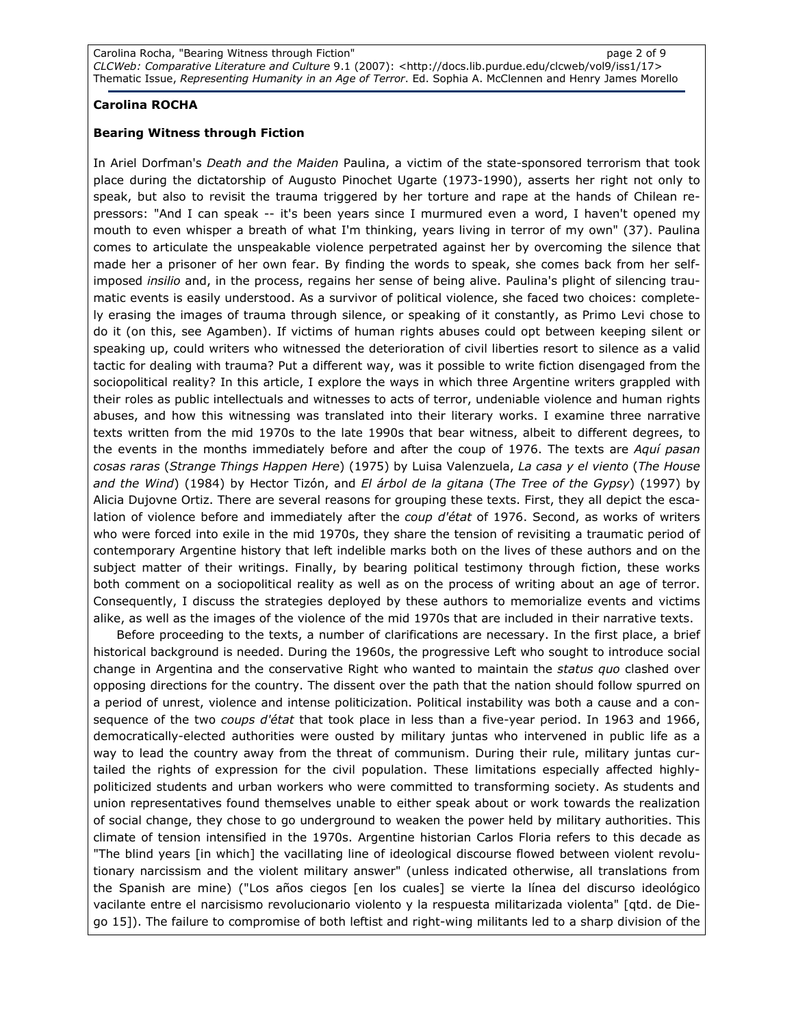**Carolina ROCHA**

**Bearing Witness through Fiction**

In Ariel Dorfman's *Death and the Maiden* Paulina, a victim of the state-sponsored terrorism that took place during the dictatorship of Augusto Pinochet Ugarte (1973-1990), asserts her right not only to speak, but also to revisit the trauma triggered by her torture and rape at the hands of Chilean repressors: "And I can speak -- it's been years since I murmured even a word, I haven't opened my mouth to even whisper a breath of what I'm thinking, years living in terror of my own" (37). Paulina comes to articulate the unspeakable violence perpetrated against her by overcoming the silence that made her a prisoner of her own fear. By finding the words to speak, she comes back from her self-imposed *insilio* and, in the process, regains her sense of being alive. Paulina's plight of silencing traumatic events is easily understood. As a survivor of political violence, she faced two choices: completely erasing the images of trauma through silence, or speaking of it constantly, as Primo Levi chose to do it (on this, see Agamben). If victims of human rights abuses could opt between keeping silent or speaking up, could writers who witnessed the deterioration of civil liberties resort to silence as a valid tactic for dealing with trauma? Put a different way, was it possible to write fiction disengaged from the sociopolitical reality? In this article, I explore the ways in which three Argentine writers grappled with their roles as public intellectuals and witnesses to acts of terror, undeniable violence and human rights abuses, and how this witnessing was translated into their literary works. I examine three narrative texts written from the mid 1970s to the late 1990s that bear witness, albeit to different degrees, to the events in the months immediately before and after the coup of 1976. The texts are *Aquí pasan cosas raras* (*Strange Things Happen Here*) (1975) by Luisa Valenzuela, *La casa y el viento* (*The House and the Wind*) (1984) by Hector Tizón, and *El árbol de la gitana* (*The Tree of the Gypsy*) (1997) by Alicia Dujovne Ortiz. There are several reasons for grouping these texts. First, they all depict the escalation of violence before and immediately after the *coup d'état* of 1976. Second, as works of writers who were forced into exile in the mid 1970s, they share the tension of revisiting a traumatic period of contemporary Argentine history that left indelible marks both on the lives of these authors and on the subject matter of their writings. Finally, by bearing political testimony through fiction, these works both comment on a sociopolitical reality as well as on the process of writing about an age of terror. Consequently, I discuss the strategies deployed by these authors to memorialize events and victims alike, as well as the images of the violence of the mid 1970s that are included in their narrative texts.

Before proceeding to the texts, a number of clarifications are necessary. In the first place, a brief historical background is needed. During the 1960s, the progressive Left who sought to introduce social change in Argentina and the conservative Right who wanted to maintain the *status quo* clashed over opposing directions for the country. The dissent over the path that the nation should follow spurred on a period of unrest, violence and intense politicization. Political instability was both a cause and a consequence of the two *coups d'état* that took place in less than a five-year period. In 1963 and 1966, democratically-elected authorities were ousted by military juntas who intervened in public life as a way to lead the country away from the threat of communism. During their rule, military juntas curtailed the rights of expression for the civil population. These limitations especially affected highly-politicized students and urban workers who were committed to transforming society. As students and union representatives found themselves unable to either speak about or work towards the realization of social change, they chose to go underground to weaken the power held by military authorities. This climate of tension intensified in the 1970s. Argentine historian Carlos Floria refers to this decade as "The blind years [in which] the vacillating line of ideological discourse flowed between violent revolutionary narcissism and the violent military answer" (unless indicated otherwise, all translations from the Spanish are mine) ("Los años ciegos [en los cuales] se vierte la línea del discurso ideológico vacilante entre el narcisismo revolucionario violento y la respuesta militarizada violenta" [qtd. de Diego 15]). The failure to compromise of both leftist and right-wing militants led to a sharp division of the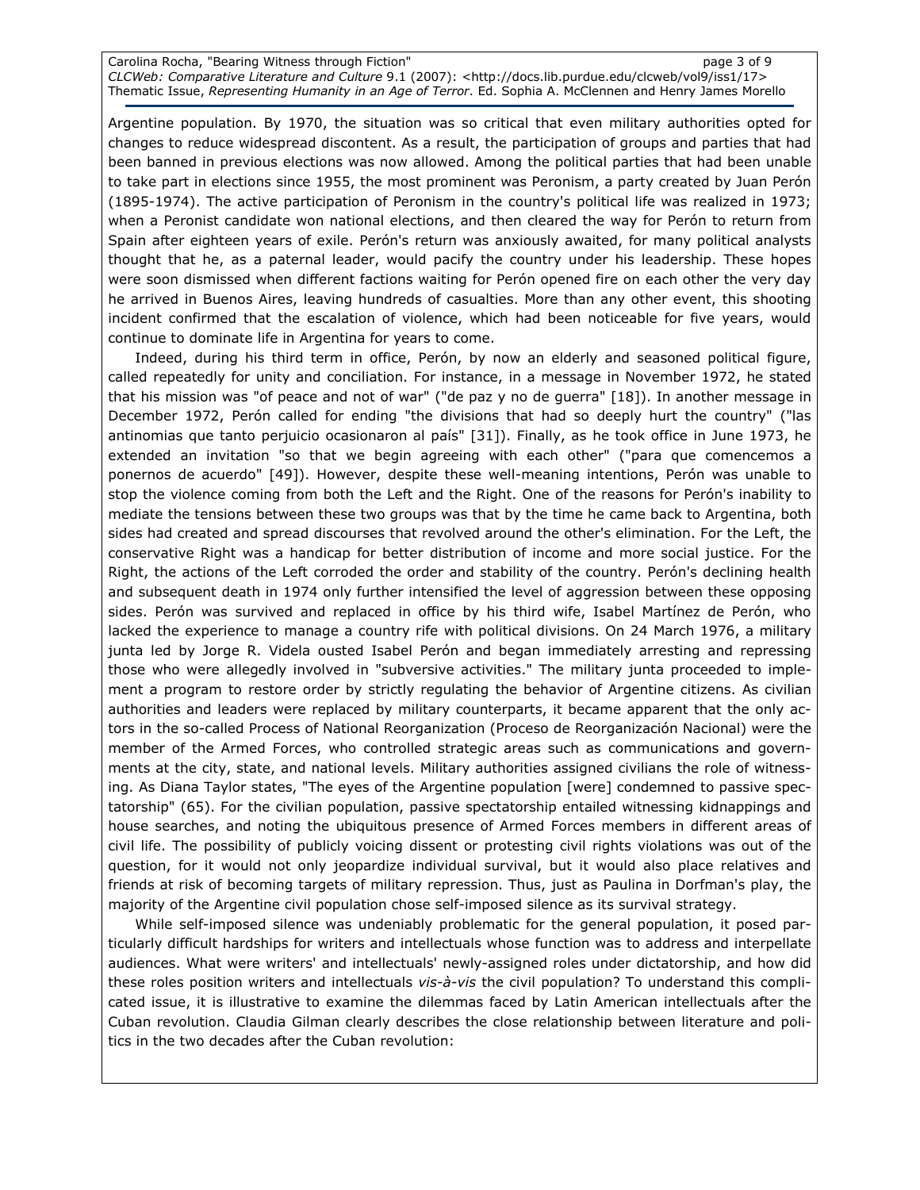Argentine population. By 1970, the situation was so critical that even military authorities opted for changes to reduce widespread discontent. As a result, the participation of groups and parties that had been banned in previous elections was now allowed. Among the political parties that had been unable to take part in elections since 1955, the most prominent was Peronism, a party created by Juan Perón (1895-1974). The active participation of Peronism in the country's political life was realized in 1973; when a Peronist candidate won national elections, and then cleared the way for Perón to return from Spain after eighteen years of exile. Perón's return was anxiously awaited, for many political analysts thought that he, as a paternal leader, would pacify the country under his leadership. These hopes were soon dismissed when different factions waiting for Perón opened fire on each other the very day he arrived in Buenos Aires, leaving hundreds of casualties. More than any other event, this shooting incident confirmed that the escalation of violence, which had been noticeable for five years, would continue to dominate life in Argentina for years to come.

Indeed, during his third term in office, Perón, by now an elderly and seasoned political figure, called repeatedly for unity and conciliation. For instance, in a message in November 1972, he stated that his mission was "of peace and not of war" ("de paz y no de guerra" [18]). In another message in December 1972, Perón called for ending "the divisions that had so deeply hurt the country" ("las antinomias que tanto perjuicio ocasionaron al país" [31]). Finally, as he took office in June 1973, he extended an invitation "so that we begin agreeing with each other" ("para que comencemos a ponernos de acuerdo" [49]). However, despite these well-meaning intentions, Perón was unable to stop the violence coming from both the Left and the Right. One of the reasons for Perón's inability to mediate the tensions between these two groups was that by the time he came back to Argentina, both sides had created and spread discourses that revolved around the other's elimination. For the Left, the conservative Right was a handicap for better distribution of income and more social justice. For the Right, the actions of the Left corroded the order and stability of the country. Perón's declining health and subsequent death in 1974 only further intensified the level of aggression between these opposing sides. Perón was survived and replaced in office by his third wife, Isabel Martínez de Perón, who lacked the experience to manage a country rife with political divisions. On 24 March 1976, a military junta led by Jorge R. Videla ousted Isabel Perón and began immediately arresting and repressing those who were allegedly involved in "subversive activities." The military junta proceeded to implement a program to restore order by strictly regulating the behavior of Argentine citizens. As civilian authorities and leaders were replaced by military counterparts, it became apparent that the only actors in the so-called Process of National Reorganization (Proceso de Reorganización Nacional) were the member of the Armed Forces, who controlled strategic areas such as communications and governments at the city, state, and national levels. Military authorities assigned civilians the role of witnessing. As Diana Taylor states, "The eyes of the Argentine population [were] condemned to passive spectatorship" (65). For the civilian population, passive spectatorship entailed witnessing kidnappings and house searches, and noting the ubiquitous presence of Armed Forces members in different areas of civil life. The possibility of publicly voicing dissent or protesting civil rights violations was out of the question, for it would not only jeopardize individual survival, but it would also place relatives and friends at risk of becoming targets of military repression. Thus, just as Paulina in Dorfman's play, the majority of the Argentine civil population chose self-imposed silence as its survival strategy.

While self-imposed silence was undeniably problematic for the general population, it posed particularly difficult hardships for writers and intellectuals whose function was to address and interpellate audiences. What were writers' and intellectuals' newly-assigned roles under dictatorship, and how did these roles position writers and intellectuals *vis-à-vis* the civil population? To understand this complicated issue, it is illustrative to examine the dilemmas faced by Latin American intellectuals after the Cuban revolution. Claudia Gilman clearly describes the close relationship between literature and politics in the two decades after the Cuban revolution: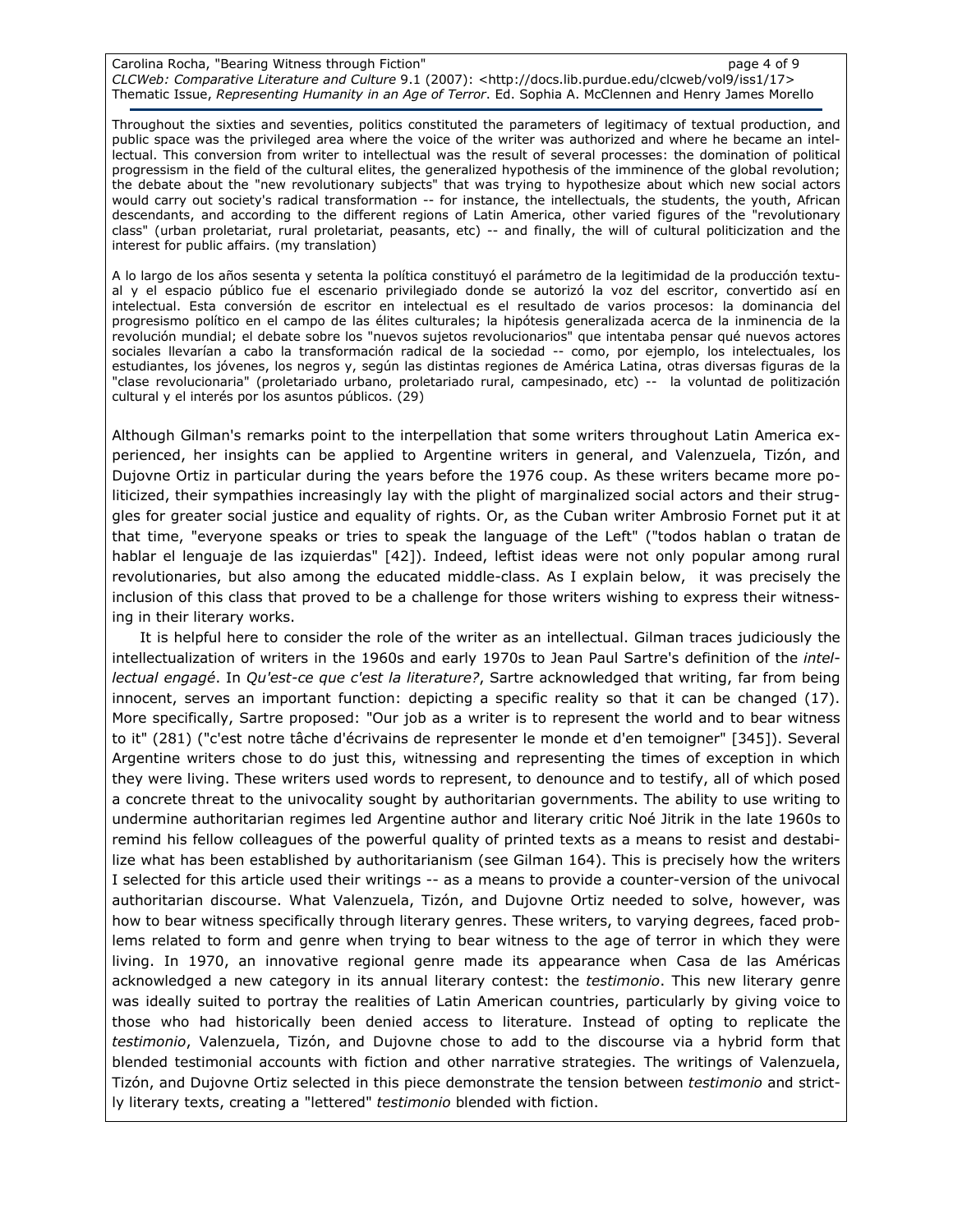Throughout the sixties and seventies, politics constituted the parameters of legitimacy of textual production, and public space was the privileged area where the voice of the writer was authorized and where he became an intellectual. This conversion from writer to intellectual was the result of several processes: the domination of political progressism in the field of the cultural elites, the generalized hypothesis of the imminence of the global revolution; the debate about the "new revolutionary subjects" that was trying to hypothesize about which new social actors would carry out society's radical transformation -- for instance, the intellectuals, the students, the youth, African descendants, and according to the different regions of Latin America, other varied figures of the "revolutionary class" (urban proletariat, rural proletariat, peasants, etc) -- and finally, the will of cultural politicization and the interest for public affairs. (my translation)

A lo largo de los años sesenta y setenta la política constituyó el parámetro de la legitimidad de la producción textual y el espacio público fue el escenario privilegiado donde se autorizó la voz del escritor, convertido así en intelectual. Esta conversión de escritor en intelectual es el resultado de varios procesos: la dominancia del progresismo político en el campo de las élites culturales; la hipótesis generalizada acerca de la inminencia de la revolución mundial; el debate sobre los "nuevos sujetos revolucionarios" que intentaba pensar qué nuevos actores sociales llevarían a cabo la transformación radical de la sociedad -- como, por ejemplo, los intelectuales, los estudiantes, los jóvenes, los negros y, según las distintas regiones de América Latina, otras diversas figuras de la "clase revolucionaria" (proletariado urbano, proletariado rural, campesinado, etc) -- la voluntad de politización cultural y el interés por los asuntos públicos. (29)

Although Gilman's remarks point to the interpellation that some writers throughout Latin America experienced, her insights can be applied to Argentine writers in general, and Valenzuela, Tizón, and Dujovne Ortiz in particular during the years before the 1976 coup. As these writers became more politicized, their sympathies increasingly lay with the plight of marginalized social actors and their struggles for greater social justice and equality of rights. Or, as the Cuban writer Ambrosio Fornet put it at that time, "everyone speaks or tries to speak the language of the Left" ("todos hablan o tratan de hablar el lenguaje de las izquierdas" [42]). Indeed, leftist ideas were not only popular among rural revolutionaries, but also among the educated middle-class. As I explain below, it was precisely the inclusion of this class that proved to be a challenge for those writers wishing to express their witnessing in their literary works.

It is helpful here to consider the role of the writer as an intellectual. Gilman traces judiciously the intellectualization of writers in the 1960s and early 1970s to Jean Paul Sartre's definition of the *intellectual engagé*. In *Qu'est-ce que c'est la literature?*, Sartre acknowledged that writing, far from being innocent, serves an important function: depicting a specific reality so that it can be changed (17). More specifically, Sartre proposed: "Our job as a writer is to represent the world and to bear witness to it" (281) ("c'est notre tâche d'écrivains de representer le monde et d'en temoigner" [345]). Several Argentine writers chose to do just this, witnessing and representing the times of exception in which they were living. These writers used words to represent, to denounce and to testify, all of which posed a concrete threat to the univocality sought by authoritarian governments. The ability to use writing to undermine authoritarian regimes led Argentine author and literary critic Noé Jitrik in the late 1960s to remind his fellow colleagues of the powerful quality of printed texts as a means to resist and destabilize what has been established by authoritarianism (see Gilman 164). This is precisely how the writers I selected for this article used their writings -- as a means to provide a counter-version of the univocal authoritarian discourse. What Valenzuela, Tizón, and Dujovne Ortiz needed to solve, however, was how to bear witness specifically through literary genres. These writers, to varying degrees, faced problems related to form and genre when trying to bear witness to the age of terror in which they were living. In 1970, an innovative regional genre made its appearance when Casa de las Américas acknowledged a new category in its annual literary contest: the *testimonio*. This new literary genre was ideally suited to portray the realities of Latin American countries, particularly by giving voice to those who had historically been denied access to literature. Instead of opting to replicate the *testimonio*, Valenzuela, Tizón, and Dujovne chose to add to the discourse via a hybrid form that blended testimonial accounts with fiction and other narrative strategies. The writings of Valenzuela, Tizón, and Dujovne Ortiz selected in this piece demonstrate the tension between *testimonio* and strictly literary texts, creating a "lettered" *testimonio* blended with fiction.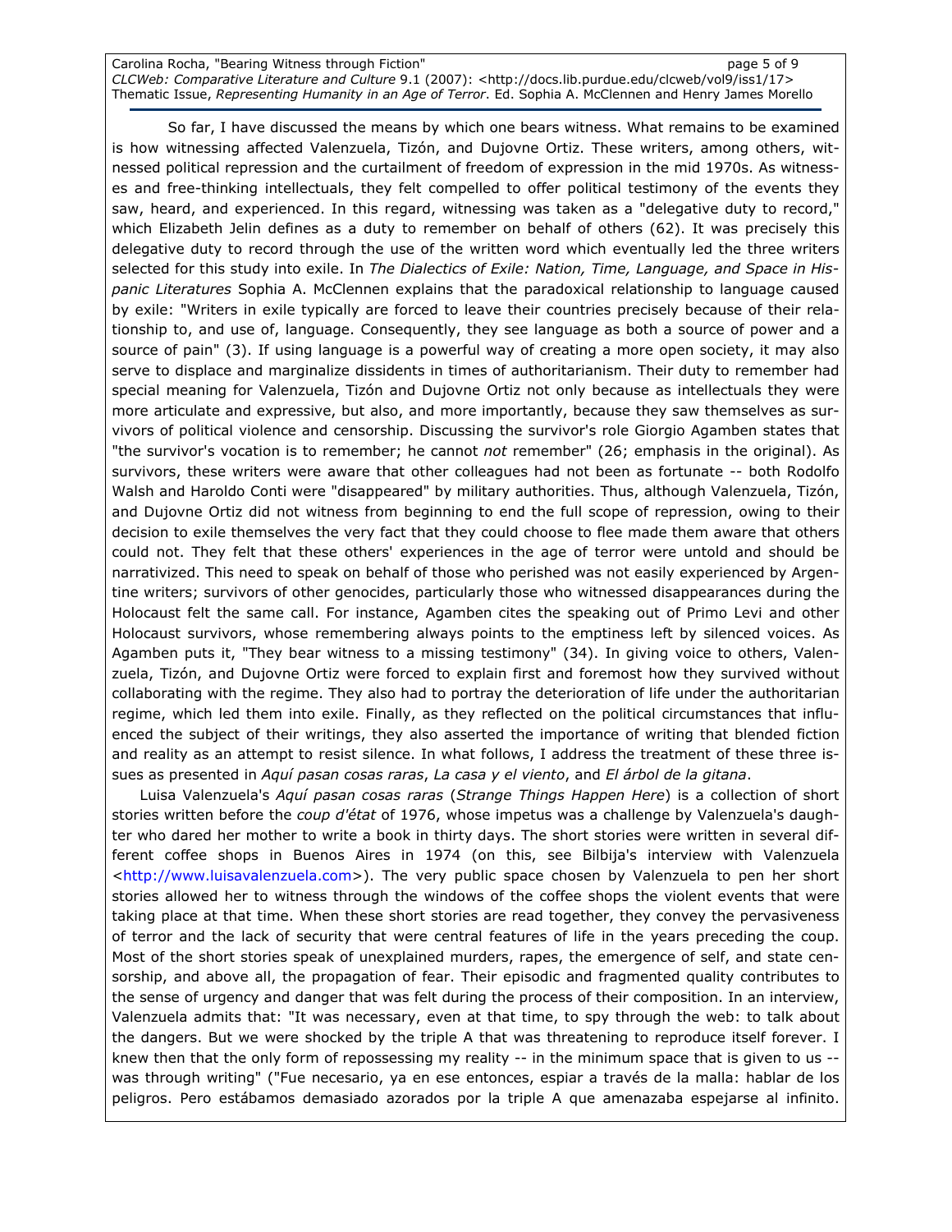So far, I have discussed the means by which one bears witness. What remains to be examined is how witnessing affected Valenzuela, Tizón, and Dujovne Ortiz. These writers, among others, witnessed political repression and the curtailment of freedom of expression in the mid 1970s. As witnesses and free-thinking intellectuals, they felt compelled to offer political testimony of the events they saw, heard, and experienced. In this regard, witnessing was taken as a "delegative duty to record," which Elizabeth Jelin defines as a duty to remember on behalf of others (62). It was precisely this delegative duty to record through the use of the written word which eventually led the three writers selected for this study into exile. In *The Dialectics of Exile: Nation, Time, Language, and Space in Hispanic Literatures* Sophia A. McClennen explains that the paradoxical relationship to language caused by exile: "Writers in exile typically are forced to leave their countries precisely because of their relationship to, and use of, language. Consequently, they see language as both a source of power and a source of pain" (3). If using language is a powerful way of creating a more open society, it may also serve to displace and marginalize dissidents in times of authoritarianism. Their duty to remember had special meaning for Valenzuela, Tizón and Dujovne Ortiz not only because as intellectuals they were more articulate and expressive, but also, and more importantly, because they saw themselves as survivors of political violence and censorship. Discussing the survivor's role Giorgio Agamben states that "the survivor's vocation is to remember; he cannot *not* remember" (26; emphasis in the original). As survivors, these writers were aware that other colleagues had not been as fortunate -- both Rodolfo Walsh and Haroldo Conti were "disappeared" by military authorities. Thus, although Valenzuela, Tizón, and Dujovne Ortiz did not witness from beginning to end the full scope of repression, owing to their decision to exile themselves the very fact that they could choose to flee made them aware that others could not. They felt that these others' experiences in the age of terror were untold and should be narrativized. This need to speak on behalf of those who perished was not easily experienced by Argentine writers; survivors of other genocides, particularly those who witnessed disappearances during the Holocaust felt the same call. For instance, Agamben cites the speaking out of Primo Levi and other Holocaust survivors, whose remembering always points to the emptiness left by silenced voices. As Agamben puts it, "They bear witness to a missing testimony" (34). In giving voice to others, Valenzuela, Tizón, and Dujovne Ortiz were forced to explain first and foremost how they survived without collaborating with the regime. They also had to portray the deterioration of life under the authoritarian regime, which led them into exile. Finally, as they reflected on the political circumstances that influenced the subject of their writings, they also asserted the importance of writing that blended fiction and reality as an attempt to resist silence. In what follows, I address the treatment of these three issues as presented in *Aquí pasan cosas raras*, *La casa y el viento*, and *El árbol de la gitana*.

Luisa Valenzuela's *Aquí pasan cosas raras* (*Strange Things Happen Here*) is a collection of short stories written before the *coup d'état* of 1976, whose impetus was a challenge by Valenzuela's daughter who dared her mother to write a book in thirty days. The short stories were written in several different coffee shops in Buenos Aires in 1974 (on this, see Bilbija's interview with Valenzuela <http://www.luisavalenzuela.com>). The very public space chosen by Valenzuela to pen her short stories allowed her to witness through the windows of the coffee shops the violent events that were taking place at that time. When these short stories are read together, they convey the pervasiveness of terror and the lack of security that were central features of life in the years preceding the coup. Most of the short stories speak of unexplained murders, rapes, the emergence of self, and state censorship, and above all, the propagation of fear. Their episodic and fragmented quality contributes to the sense of urgency and danger that was felt during the process of their composition. In an interview, Valenzuela admits that: "It was necessary, even at that time, to spy through the web: to talk about the dangers. But we were shocked by the triple A that was threatening to reproduce itself forever. I knew then that the only form of repossessing my reality -- in the minimum space that is given to us -- was through writing" ("Fue necesario, ya en ese entonces, espiar a través de la malla: hablar de los peligros. Pero estábamos demasiado azorados por la triple A que amenazaba espejarse al infinito.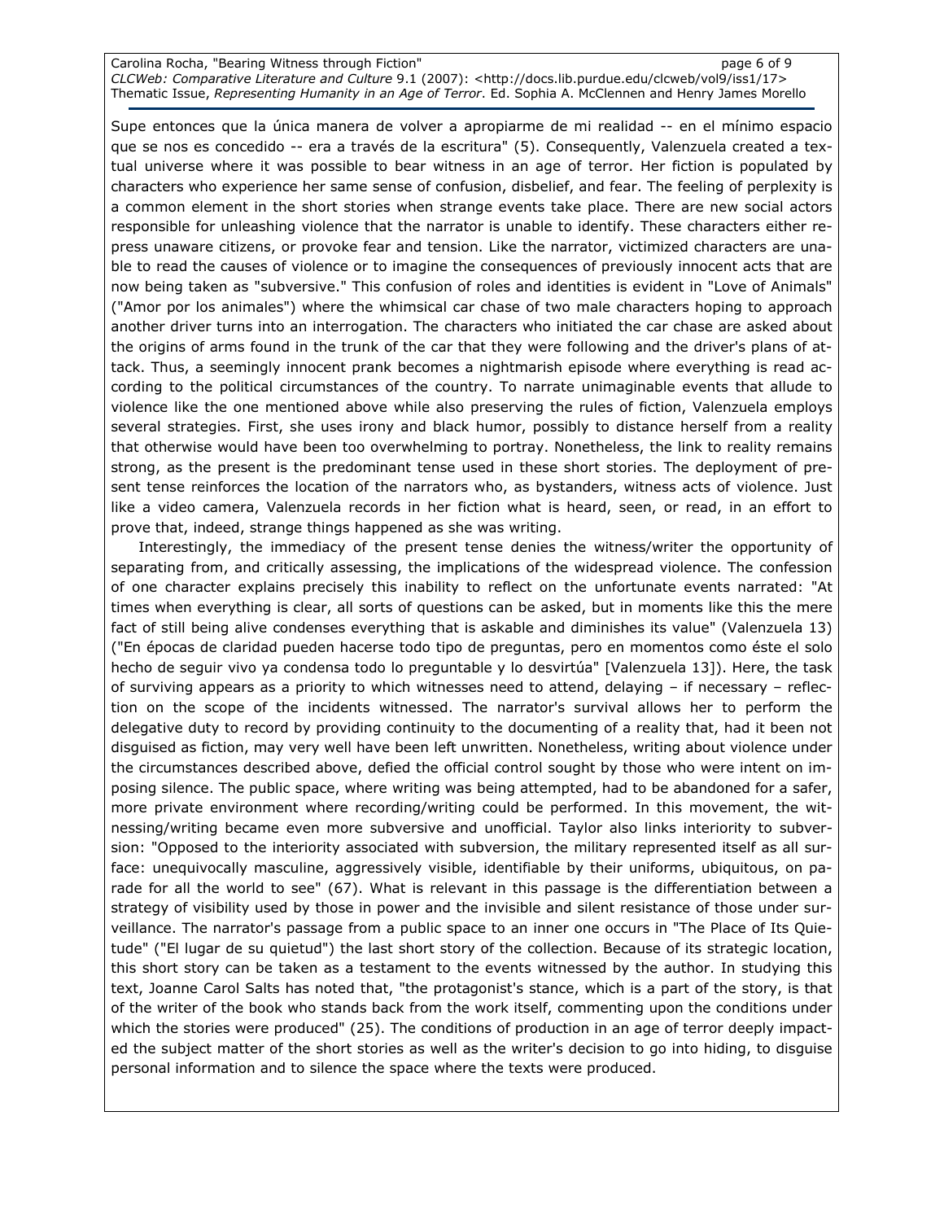Supe entonces que la única manera de volver a apropiarme de mi realidad -- en el mínimo espacio que se nos es concedido -- era a través de la escritura" (5). Consequently, Valenzuela created a textual universe where it was possible to bear witness in an age of terror. Her fiction is populated by characters who experience her same sense of confusion, disbelief, and fear. The feeling of perplexity is a common element in the short stories when strange events take place. There are new social actors responsible for unleashing violence that the narrator is unable to identify. These characters either repress unaware citizens, or provoke fear and tension. Like the narrator, victimized characters are unable to read the causes of violence or to imagine the consequences of previously innocent acts that are now being taken as "subversive." This confusion of roles and identities is evident in "Love of Animals" ("Amor por los animales") where the whimsical car chase of two male characters hoping to approach another driver turns into an interrogation. The characters who initiated the car chase are asked about the origins of arms found in the trunk of the car that they were following and the driver's plans of attack. Thus, a seemingly innocent prank becomes a nightmarish episode where everything is read according to the political circumstances of the country. To narrate unimaginable events that allude to violence like the one mentioned above while also preserving the rules of fiction, Valenzuela employs several strategies. First, she uses irony and black humor, possibly to distance herself from a reality that otherwise would have been too overwhelming to portray. Nonetheless, the link to reality remains strong, as the present is the predominant tense used in these short stories. The deployment of present tense reinforces the location of the narrators who, as bystanders, witness acts of violence. Just like a video camera, Valenzuela records in her fiction what is heard, seen, or read, in an effort to prove that, indeed, strange things happened as she was writing.

Interestingly, the immediacy of the present tense denies the witness/writer the opportunity of separating from, and critically assessing, the implications of the widespread violence. The confession of one character explains precisely this inability to reflect on the unfortunate events narrated: "At times when everything is clear, all sorts of questions can be asked, but in moments like this the mere fact of still being alive condenses everything that is askable and diminishes its value" (Valenzuela 13) ("En épocas de claridad pueden hacerse todo tipo de preguntas, pero en momentos como éste el solo hecho de seguir vivo ya condensa todo lo preguntable y lo desvirtúa" [Valenzuela 13]). Here, the task of surviving appears as a priority to which witnesses need to attend, delaying – if necessary – reflection on the scope of the incidents witnessed. The narrator's survival allows her to perform the delegative duty to record by providing continuity to the documenting of a reality that, had it been not disguised as fiction, may very well have been left unwritten. Nonetheless, writing about violence under the circumstances described above, defied the official control sought by those who were intent on imposing silence. The public space, where writing was being attempted, had to be abandoned for a safer, more private environment where recording/writing could be performed. In this movement, the witnessing/writing became even more subversive and unofficial. Taylor also links interiority to subversion: "Opposed to the interiority associated with subversion, the military represented itself as all surface: unequivocally masculine, aggressively visible, identifiable by their uniforms, ubiquitous, on parade for all the world to see" (67). What is relevant in this passage is the differentiation between a strategy of visibility used by those in power and the invisible and silent resistance of those under surveillance. The narrator's passage from a public space to an inner one occurs in "The Place of Its Quietude" ("El lugar de su quietud") the last short story of the collection. Because of its strategic location, this short story can be taken as a testament to the events witnessed by the author. In studying this text, Joanne Carol Salts has noted that, "the protagonist's stance, which is a part of the story, is that of the writer of the book who stands back from the work itself, commenting upon the conditions under which the stories were produced" (25). The conditions of production in an age of terror deeply impacted the subject matter of the short stories as well as the writer's decision to go into hiding, to disguise personal information and to silence the space where the texts were produced.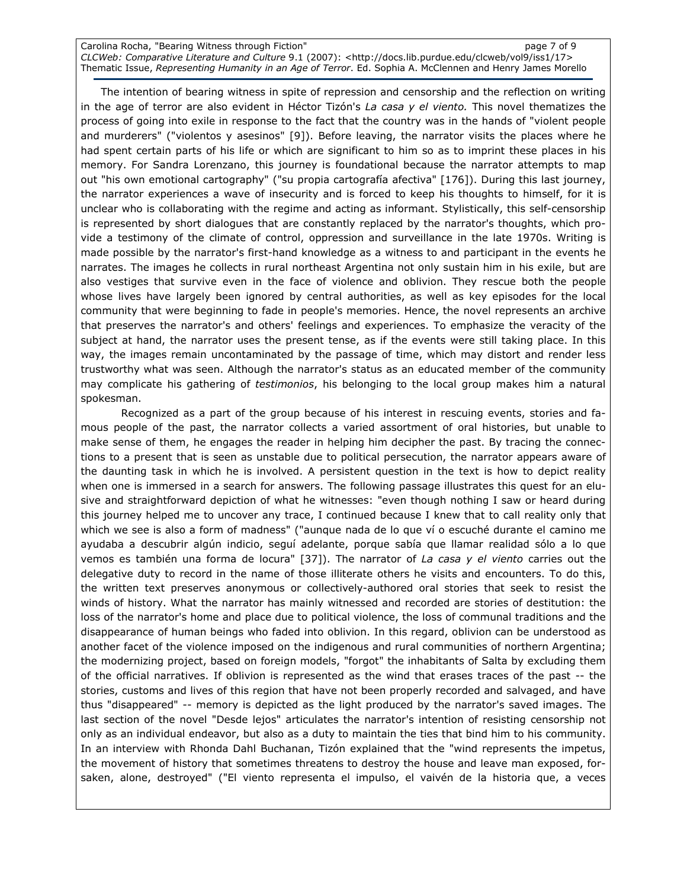The intention of bearing witness in spite of repression and censorship and the reflection on writing in the age of terror are also evident in Héctor Tizón's *La casa y el viento.* This novel thematizes the process of going into exile in response to the fact that the country was in the hands of "violent people and murderers" ("violentos y asesinos" [9]). Before leaving, the narrator visits the places where he had spent certain parts of his life or which are significant to him so as to imprint these places in his memory. For Sandra Lorenzano, this journey is foundational because the narrator attempts to map out "his own emotional cartography" ("su propia cartografía afectiva" [176]). During this last journey, the narrator experiences a wave of insecurity and is forced to keep his thoughts to himself, for it is unclear who is collaborating with the regime and acting as informant. Stylistically, this self-censorship is represented by short dialogues that are constantly replaced by the narrator's thoughts, which provide a testimony of the climate of control, oppression and surveillance in the late 1970s. Writing is made possible by the narrator's first-hand knowledge as a witness to and participant in the events he narrates. The images he collects in rural northeast Argentina not only sustain him in his exile, but are also vestiges that survive even in the face of violence and oblivion. They rescue both the people whose lives have largely been ignored by central authorities, as well as key episodes for the local community that were beginning to fade in people's memories. Hence, the novel represents an archive that preserves the narrator's and others' feelings and experiences. To emphasize the veracity of the subject at hand, the narrator uses the present tense, as if the events were still taking place. In this way, the images remain uncontaminated by the passage of time, which may distort and render less trustworthy what was seen. Although the narrator's status as an educated member of the community may complicate his gathering of *testimonios*, his belonging to the local group makes him a natural spokesman.

Recognized as a part of the group because of his interest in rescuing events, stories and famous people of the past, the narrator collects a varied assortment of oral histories, but unable to make sense of them, he engages the reader in helping him decipher the past. By tracing the connections to a present that is seen as unstable due to political persecution, the narrator appears aware of the daunting task in which he is involved. A persistent question in the text is how to depict reality when one is immersed in a search for answers. The following passage illustrates this quest for an elusive and straightforward depiction of what he witnesses: "even though nothing I saw or heard during this journey helped me to uncover any trace, I continued because I knew that to call reality only that which we see is also a form of madness" ("aunque nada de lo que ví o escuché durante el camino me ayudaba a descubrir algún indicio, seguí adelante, porque sabía que llamar realidad sólo a lo que vemos es también una forma de locura" [37]). The narrator of *La casa y el viento* carries out the delegative duty to record in the name of those illiterate others he visits and encounters. To do this, the written text preserves anonymous or collectively-authored oral stories that seek to resist the winds of history. What the narrator has mainly witnessed and recorded are stories of destitution: the loss of the narrator's home and place due to political violence, the loss of communal traditions and the disappearance of human beings who faded into oblivion. In this regard, oblivion can be understood as another facet of the violence imposed on the indigenous and rural communities of northern Argentina; the modernizing project, based on foreign models, "forgot" the inhabitants of Salta by excluding them of the official narratives. If oblivion is represented as the wind that erases traces of the past -- the stories, customs and lives of this region that have not been properly recorded and salvaged, and have thus "disappeared" -- memory is depicted as the light produced by the narrator's saved images. The last section of the novel "Desde lejos" articulates the narrator's intention of resisting censorship not only as an individual endeavor, but also as a duty to maintain the ties that bind him to his community. In an interview with Rhonda Dahl Buchanan, Tizón explained that the "wind represents the impetus, the movement of history that sometimes threatens to destroy the house and leave man exposed, forsaken, alone, destroyed" ("El viento representa el impulso, el vaivén de la historia que, a veces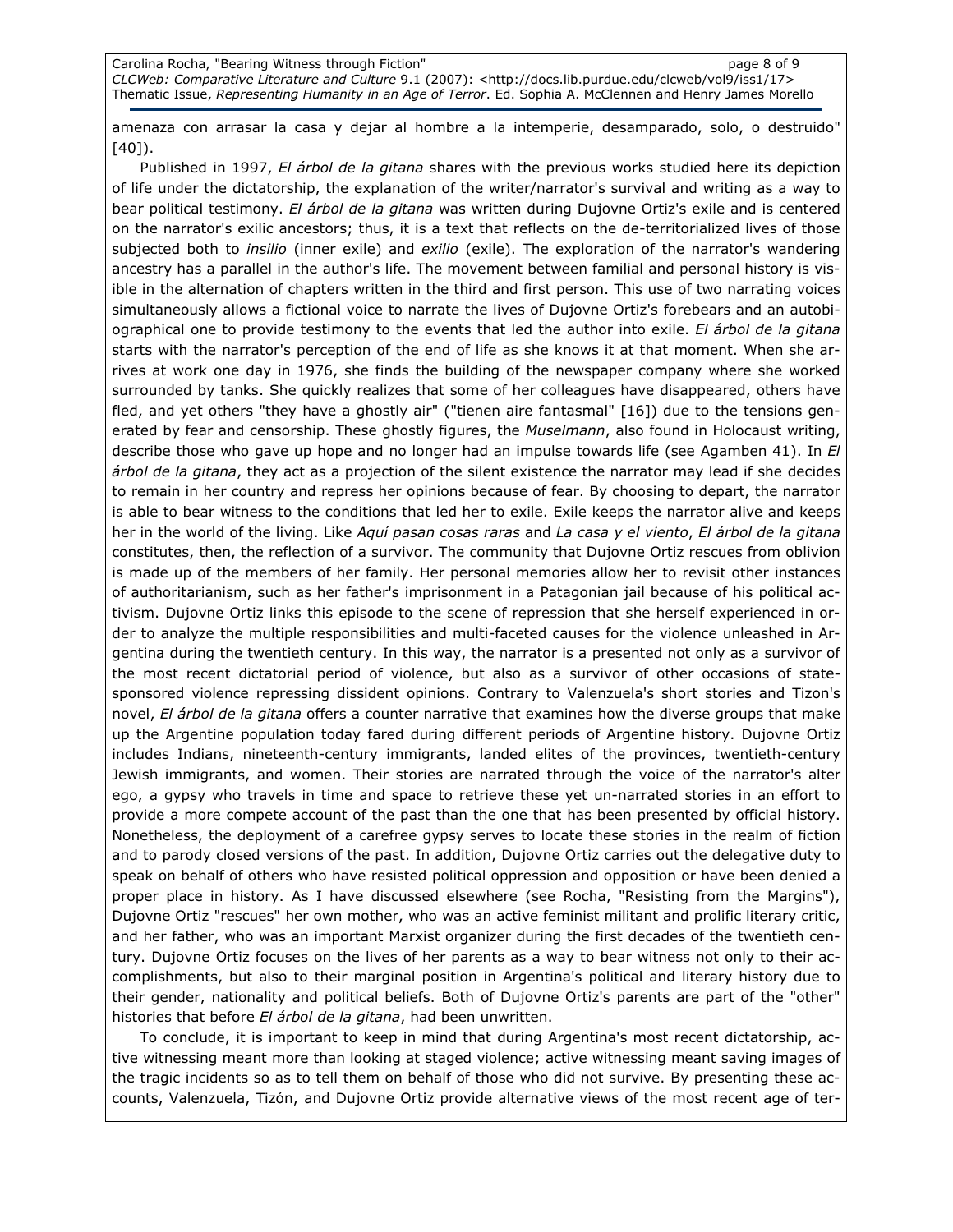amenaza con arrasar la casa y dejar al hombre a la intemperie, desamparado, solo, o destruido" [40]).

Published in 1997, *El árbol de la gitana* shares with the previous works studied here its depiction of life under the dictatorship, the explanation of the writer/narrator's survival and writing as a way to bear political testimony. *El árbol de la gitana* was written during Dujovne Ortiz's exile and is centered on the narrator's exilic ancestors; thus, it is a text that reflects on the de-territorialized lives of those subjected both to *insilio* (inner exile) and *exilio* (exile). The exploration of the narrator's wandering ancestry has a parallel in the author's life. The movement between familial and personal history is visible in the alternation of chapters written in the third and first person. This use of two narrating voices simultaneously allows a fictional voice to narrate the lives of Dujovne Ortiz's forebears and an autobiographical one to provide testimony to the events that led the author into exile. *El árbol de la gitana* starts with the narrator's perception of the end of life as she knows it at that moment. When she arrives at work one day in 1976, she finds the building of the newspaper company where she worked surrounded by tanks. She quickly realizes that some of her colleagues have disappeared, others have fled, and yet others "they have a ghostly air" ("tienen aire fantasmal" [16]) due to the tensions generated by fear and censorship. These ghostly figures, the *Muselmann*, also found in Holocaust writing, describe those who gave up hope and no longer had an impulse towards life (see Agamben 41). In *El árbol de la gitana*, they act as a projection of the silent existence the narrator may lead if she decides to remain in her country and repress her opinions because of fear. By choosing to depart, the narrator is able to bear witness to the conditions that led her to exile. Exile keeps the narrator alive and keeps her in the world of the living. Like *Aquí pasan cosas raras* and *La casa y el viento*, *El árbol de la gitana* constitutes, then, the reflection of a survivor. The community that Dujovne Ortiz rescues from oblivion is made up of the members of her family. Her personal memories allow her to revisit other instances of authoritarianism, such as her father's imprisonment in a Patagonian jail because of his political activism. Dujovne Ortiz links this episode to the scene of repression that she herself experienced in order to analyze the multiple responsibilities and multi-faceted causes for the violence unleashed in Argentina during the twentieth century. In this way, the narrator is a presented not only as a survivor of the most recent dictatorial period of violence, but also as a survivor of other occasions of state-sponsored violence repressing dissident opinions. Contrary to Valenzuela's short stories and Tizon's novel, *El árbol de la gitana* offers a counter narrative that examines how the diverse groups that make up the Argentine population today fared during different periods of Argentine history. Dujovne Ortiz includes Indians, nineteenth-century immigrants, landed elites of the provinces, twentieth-century Jewish immigrants, and women. Their stories are narrated through the voice of the narrator's alter ego, a gypsy who travels in time and space to retrieve these yet un-narrated stories in an effort to provide a more compete account of the past than the one that has been presented by official history. Nonetheless, the deployment of a carefree gypsy serves to locate these stories in the realm of fiction and to parody closed versions of the past. In addition, Dujovne Ortiz carries out the delegative duty to speak on behalf of others who have resisted political oppression and opposition or have been denied a proper place in history. As I have discussed elsewhere (see Rocha, "Resisting from the Margins"), Dujovne Ortiz "rescues" her own mother, who was an active feminist militant and prolific literary critic, and her father, who was an important Marxist organizer during the first decades of the twentieth century. Dujovne Ortiz focuses on the lives of her parents as a way to bear witness not only to their accomplishments, but also to their marginal position in Argentina's political and literary history due to their gender, nationality and political beliefs. Both of Dujovne Ortiz's parents are part of the "other" histories that before *El árbol de la gitana*, had been unwritten.

To conclude, it is important to keep in mind that during Argentina's most recent dictatorship, active witnessing meant more than looking at staged violence; active witnessing meant saving images of the tragic incidents so as to tell them on behalf of those who did not survive. By presenting these accounts, Valenzuela, Tizón, and Dujovne Ortiz provide alternative views of the most recent age of ter-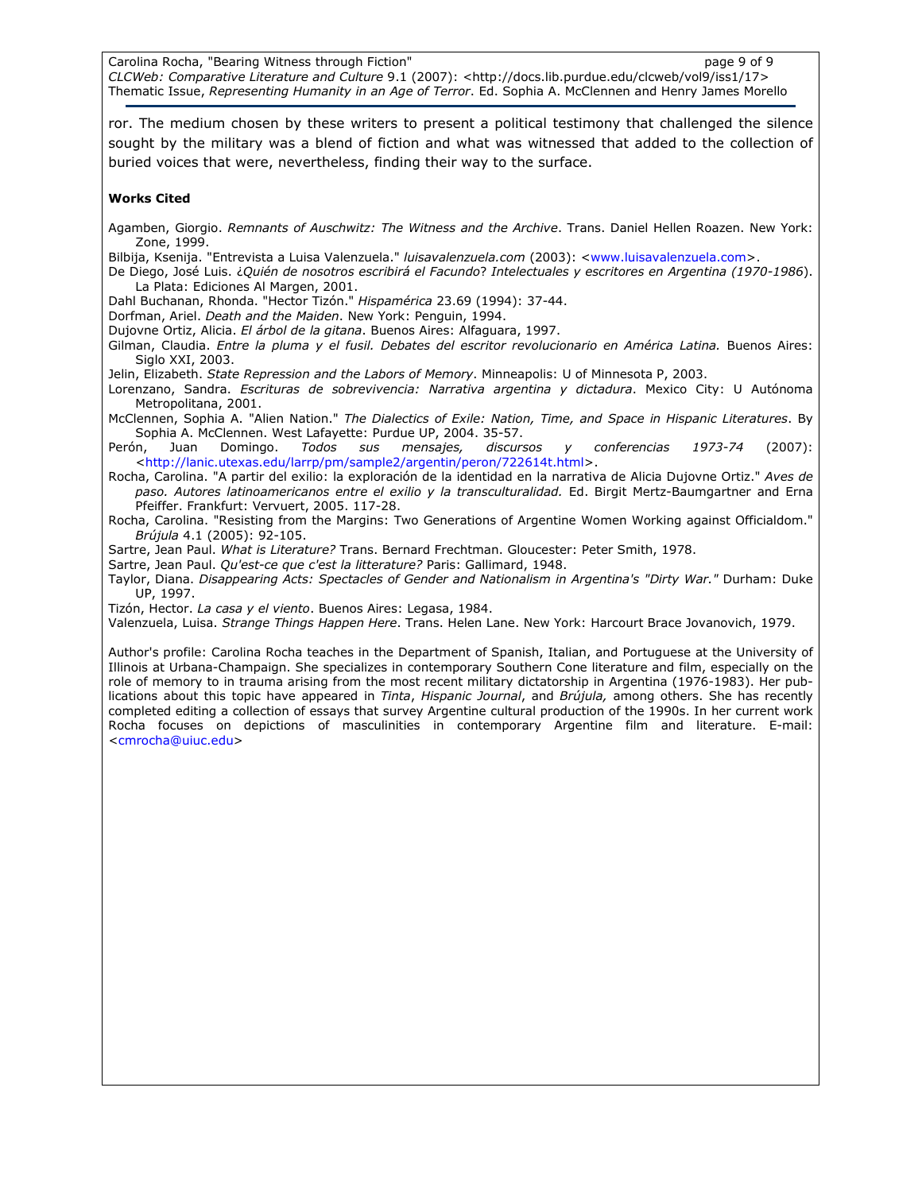ror. The medium chosen by these writers to present a political testimony that challenged the silence sought by the military was a blend of fiction and what was witnessed that added to the collection of buried voices that were, nevertheless, finding their way to the surface.

**Works Cited**

Agamben, Giorgio. *Remnants of Auschwitz: The Witness and the Archive*. Trans. Daniel Hellen Roazen. New York: Zone, 1999.

Bilbija, Ksenija. "Entrevista a Luisa Valenzuela." *luisavalenzuela.com* (2003): <www.luisavalenzuela.com>.

De Diego, José Luis. *¿Quién de nosotros escribirá el Facundo? Intelectuales y escritores en Argentina (1970-1986)*. La Plata: Ediciones Al Margen, 2001.

Dahl Buchanan, Rhonda. "Hector Tizón." *Hispamérica* 23.69 (1994): 37-44.

Dorfman, Ariel. *Death and the Maiden*. New York: Penguin, 1994.

Dujovne Ortiz, Alicia. *El árbol de la gitana*. Buenos Aires: Alfaguara, 1997.

Gilman, Claudia. *Entre la pluma y el fusil. Debates del escritor revolucionario en América Latina.* Buenos Aires: Siglo XXI, 2003.

Jelin, Elizabeth. *State Repression and the Labors of Memory*. Minneapolis: U of Minnesota P, 2003.

Lorenzano, Sandra. *Escrituras de sobrevivencia: Narrativa argentina y dictadura*. Mexico City: U Autónoma Metropolitana, 2001.

McClennen, Sophia A. "Alien Nation." *The Dialectics of Exile: Nation, Time, and Space in Hispanic Literatures*. By Sophia A. McClennen. West Lafayette: Purdue UP, 2004. 35-57.

Perón, Juan Domingo. *Todos sus mensajes, discursos y conferencias 1973-74* (2007): <http://lanic.utexas.edu/larrp/pm/sample2/argentin/peron/722614t.html>.

Rocha, Carolina. "A partir del exilio: la exploración de la identidad en la narrativa de Alicia Dujovne Ortiz." *Aves de paso. Autores latinoamericanos entre el exilio y la transculturalidad.* Ed. Birgit Mertz-Baumgartner and Erna Pfeiffer. Frankfurt: Vervuert, 2005. 117-28.

Rocha, Carolina. "Resisting from the Margins: Two Generations of Argentine Women Working against Officialdom." *Brújula* 4.1 (2005): 92-105.

Sartre, Jean Paul. *What is Literature?* Trans. Bernard Frechtman. Gloucester: Peter Smith, 1978.

Sartre, Jean Paul. *Qu'est-ce que c'est la litterature?* Paris: Gallimard, 1948.

Taylor, Diana. *Disappearing Acts: Spectacles of Gender and Nationalism in Argentina's "Dirty War."* Durham: Duke UP, 1997.

Tizón, Hector. *La casa y el viento*. Buenos Aires: Legasa, 1984.

Valenzuela, Luisa. *Strange Things Happen Here*. Trans. Helen Lane. New York: Harcourt Brace Jovanovich, 1979.

Author's profile: Carolina Rocha teaches in the Department of Spanish, Italian, and Portuguese at the University of Illinois at Urbana-Champaign. She specializes in contemporary Southern Cone literature and film, especially on the role of memory to in trauma arising from the most recent military dictatorship in Argentina (1976-1983). Her publications about this topic have appeared in *Tinta*, *Hispanic Journal*, and *Brújula,* among others. She has recently completed editing a collection of essays that survey Argentine cultural production of the 1990s. In her current work Rocha focuses on depictions of masculinities in contemporary Argentine film and literature. E-mail: <cmrocha@uiuc.edu>